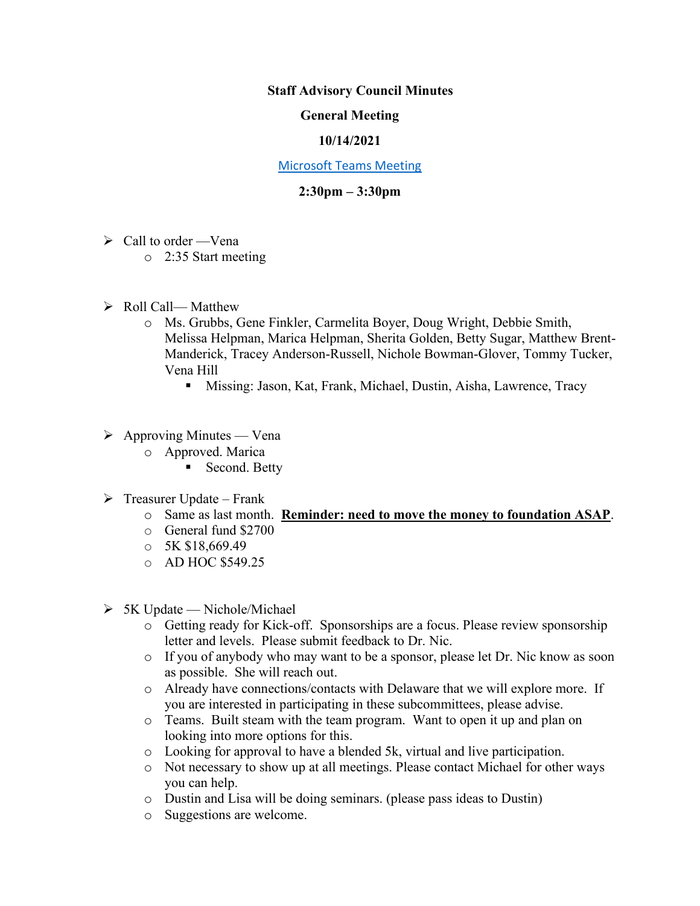**Staff Advisory Council Minutes**

**General Meeting**

**10/14/2021**

[Microsoft Teams Meeting]

**2:30pm – 3:30pm**

- Call to order —Vena
  - 2:35 Start meeting

- Roll Call— Matthew
  - Ms. Grubbs, Gene Finkler, Carmelita Boyer, Doug Wright, Debbie Smith, Melissa Helpman, Marica Helpman, Sherita Golden, Betty Sugar, Matthew Brent-Manderick, Tracey Anderson-Russell, Nichole Bowman-Glover, Tommy Tucker, Vena Hill
    - Missing: Jason, Kat, Frank, Michael, Dustin, Aisha, Lawrence, Tracy

- Approving Minutes — Vena
  - Approved. Marica
    - Second. Betty

- Treasurer Update – Frank
  - Same as last month. **Reminder: need to move the money to foundation ASAP**.
  - General fund $2700
  - 5K $18,669.49
  - AD HOC $549.25

- 5K Update — Nichole/Michael
  - Getting ready for Kick-off. Sponsorships are a focus. Please review sponsorship letter and levels. Please submit feedback to Dr. Nic.
  - If you of anybody who may want to be a sponsor, please let Dr. Nic know as soon as possible. She will reach out.
  - Already have connections/contacts with Delaware that we will explore more. If you are interested in participating in these subcommittees, please advise.
  - Teams. Built steam with the team program. Want to open it up and plan on looking into more options for this.
  - Looking for approval to have a blended 5k, virtual and live participation.
  - Not necessary to show up at all meetings. Please contact Michael for other ways you can help.
  - Dustin and Lisa will be doing seminars. (please pass ideas to Dustin)
  - Suggestions are welcome.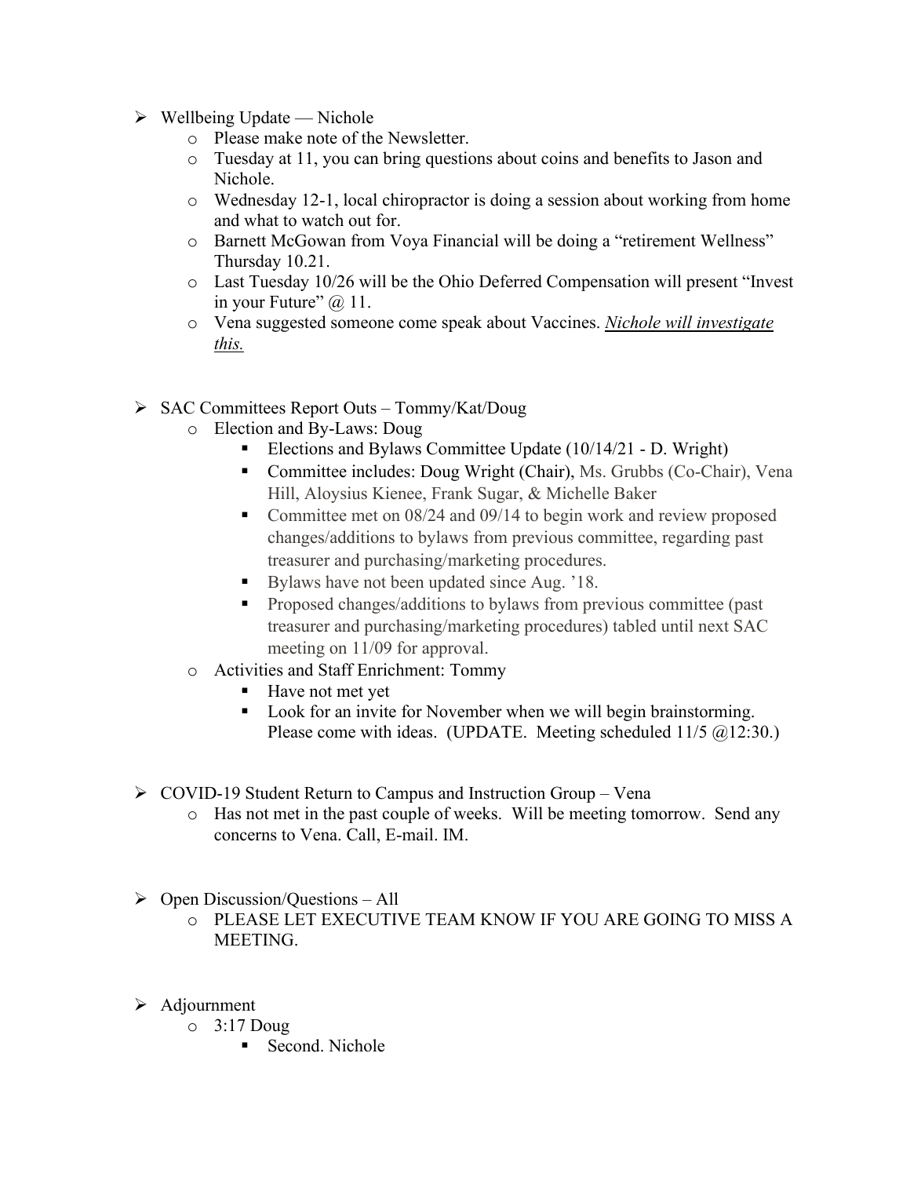- Wellbeing Update — Nichole
  - Please make note of the Newsletter.
  - Tuesday at 11, you can bring questions about coins and benefits to Jason and Nichole.
  - Wednesday 12-1, local chiropractor is doing a session about working from home and what to watch out for.
  - Barnett McGowan from Voya Financial will be doing a "retirement Wellness" Thursday 10.21.
  - Last Tuesday 10/26 will be the Ohio Deferred Compensation will present "Invest in your Future" @ 11.
  - Vena suggested someone come speak about Vaccines. *Nichole will investigate this.*

- SAC Committees Report Outs – Tommy/Kat/Doug
  - Election and By-Laws: Doug
    - Elections and Bylaws Committee Update (10/14/21 - D. Wright)
    - Committee includes: Doug Wright (Chair), Ms. Grubbs (Co-Chair), Vena Hill, Aloysius Kienee, Frank Sugar, & Michelle Baker
    - Committee met on 08/24 and 09/14 to begin work and review proposed changes/additions to bylaws from previous committee, regarding past treasurer and purchasing/marketing procedures.
    - Bylaws have not been updated since Aug. '18.
    - Proposed changes/additions to bylaws from previous committee (past treasurer and purchasing/marketing procedures) tabled until next SAC meeting on 11/09 for approval.
  - Activities and Staff Enrichment: Tommy
    - Have not met yet
    - Look for an invite for November when we will begin brainstorming. Please come with ideas. (UPDATE. Meeting scheduled 11/5 @12:30.)

- COVID-19 Student Return to Campus and Instruction Group – Vena
  - Has not met in the past couple of weeks. Will be meeting tomorrow. Send any concerns to Vena. Call, E-mail. IM.

- Open Discussion/Questions – All
  - PLEASE LET EXECUTIVE TEAM KNOW IF YOU ARE GOING TO MISS A MEETING.

- Adjournment
  - 3:17 Doug
    - Second. Nichole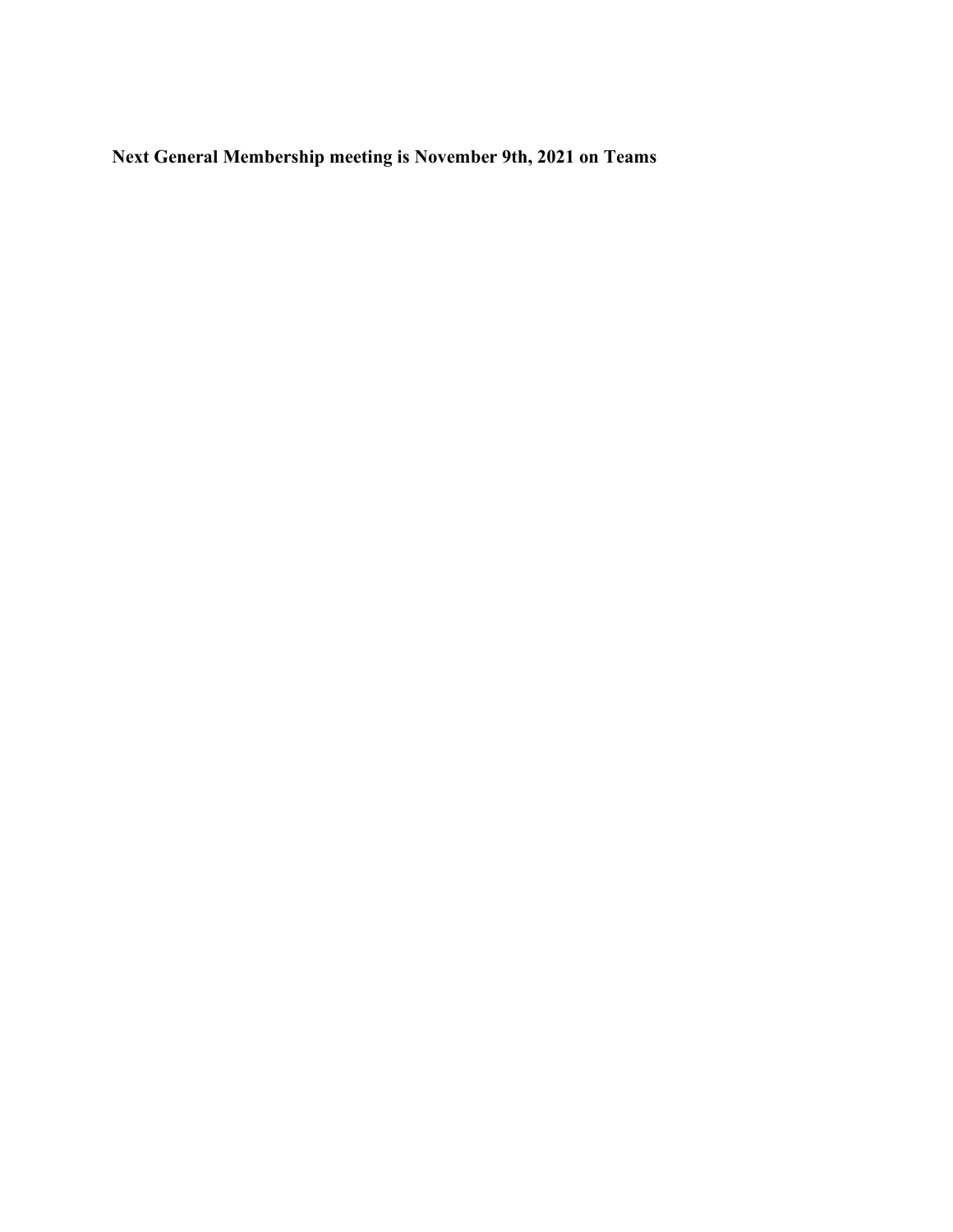**Next General Membership meeting is November 9th, 2021 on Teams**